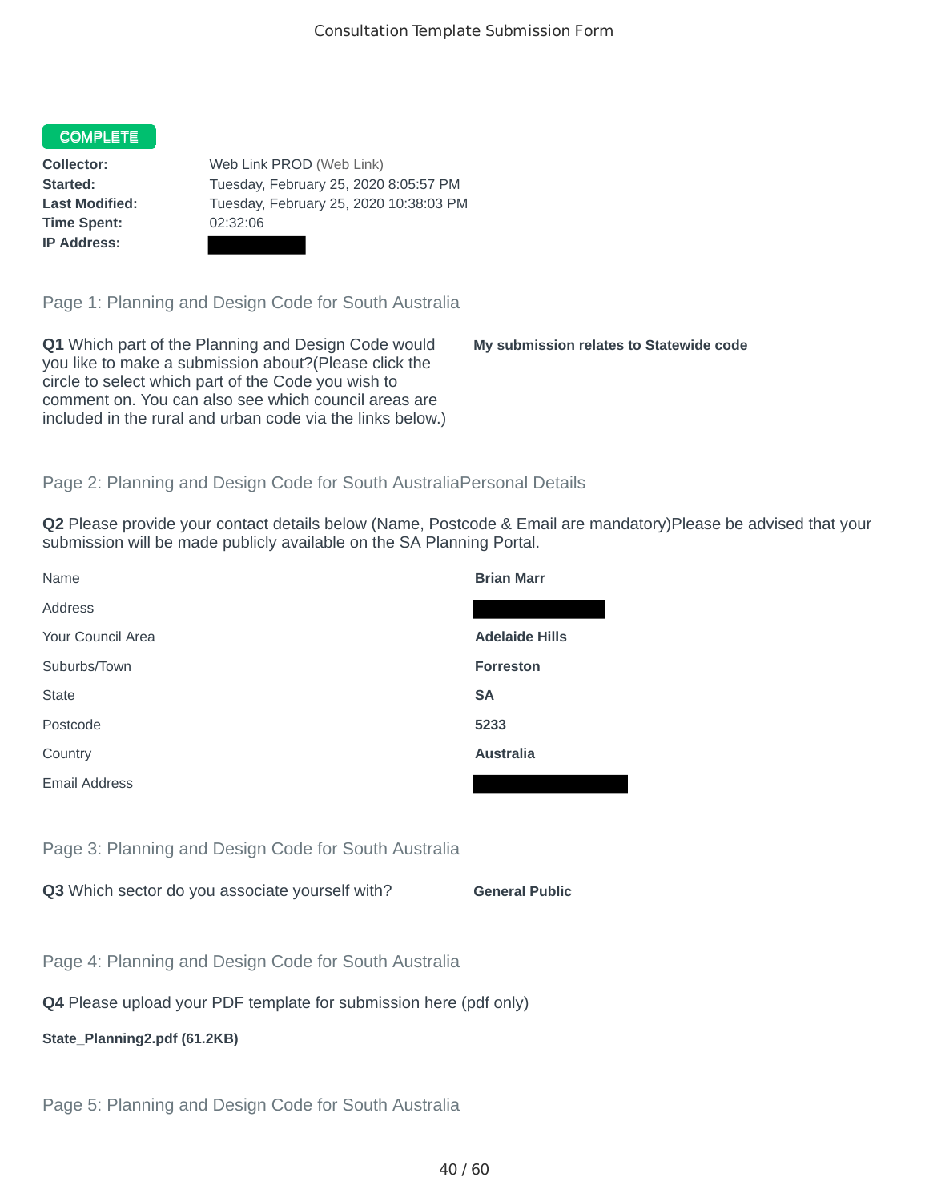# Consultation Template Submission Form

**COMPLETE**

| | |
|---|---|
| **Collector:** | Web Link PROD (Web Link) |
| **Started:** | Tuesday, February 25, 2020 8:05:57 PM |
| **Last Modified:** | Tuesday, February 25, 2020 10:38:03 PM |
| **Time Spent:** | 02:32:06 |
| **IP Address:** | |

## Page 1: Planning and Design Code for South Australia

**Q1** Which part of the Planning and Design Code would you like to make a submission about?(Please click the circle to select which part of the Code you wish to comment on. You can also see which council areas are included in the rural and urban code via the links below.)

**My submission relates to Statewide code**

## Page 2: Planning and Design Code for South AustraliaPersonal Details

**Q2** Please provide your contact details below (Name, Postcode & Email are mandatory)Please be advised that your submission will be made publicly available on the SA Planning Portal.

| | |
|---|---|
| Name | **Brian Marr** |
| Address | |
| Your Council Area | **Adelaide Hills** |
| Suburbs/Town | **Forreston** |
| State | **SA** |
| Postcode | **5233** |
| Country | **Australia** |
| Email Address | |

## Page 3: Planning and Design Code for South Australia

**Q3** Which sector do you associate yourself with?

**General Public**

## Page 4: Planning and Design Code for South Australia

**Q4** Please upload your PDF template for submission here (pdf only)

**State_Planning2.pdf (61.2KB)**

## Page 5: Planning and Design Code for South Australia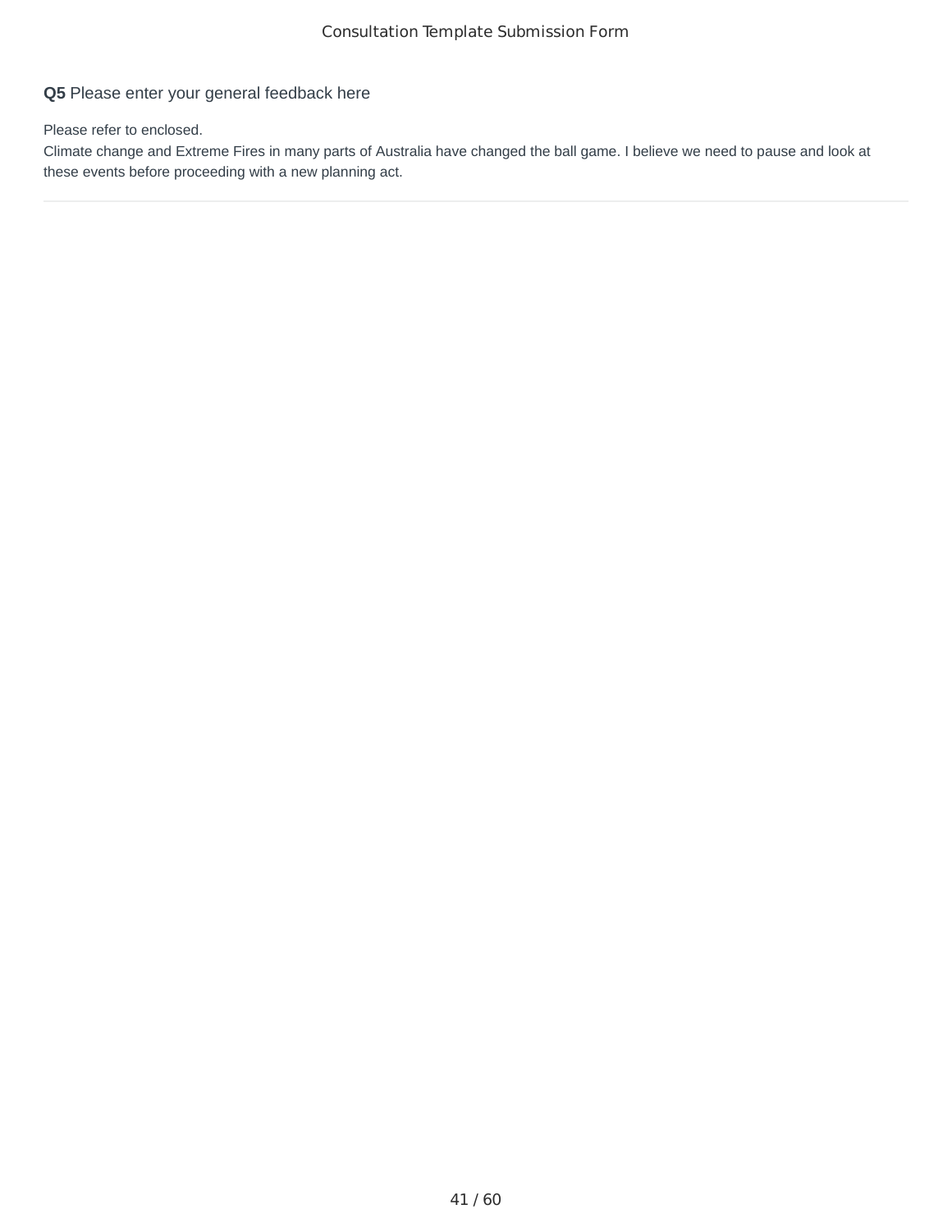**Q5** Please enter your general feedback here

Please refer to enclosed.
Climate change and Extreme Fires in many parts of Australia have changed the ball game. I believe we need to pause and look at these events before proceeding with a new planning act.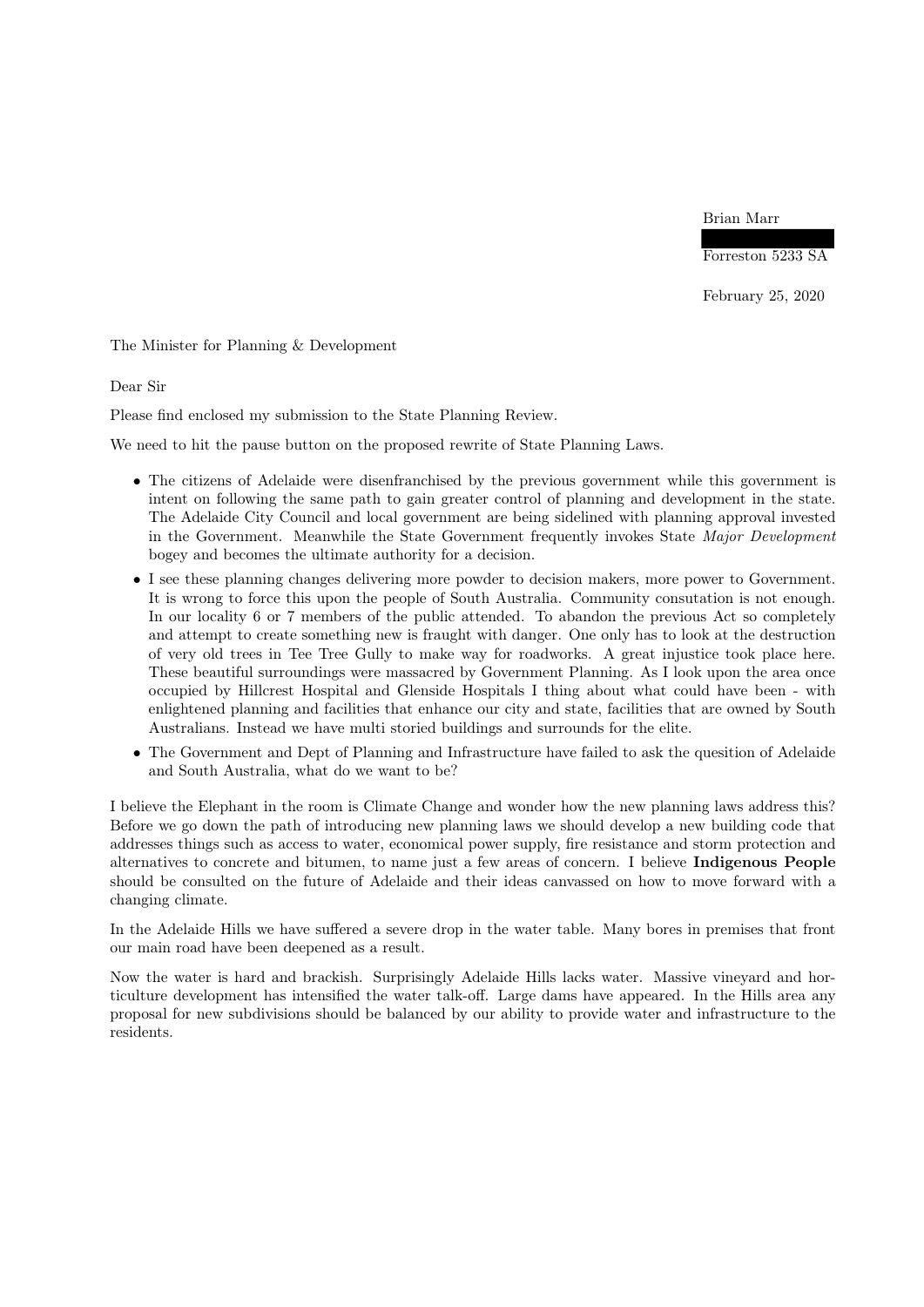Brian Marr

Forreston 5233 SA

February 25, 2020

The Minister for Planning & Development

Dear Sir

Please find enclosed my submission to the State Planning Review.

We need to hit the pause button on the proposed rewrite of State Planning Laws.

- The citizens of Adelaide were disenfranchised by the previous government while this government is intent on following the same path to gain greater control of planning and development in the state. The Adelaide City Council and local government are being sidelined with planning approval invested in the Government. Meanwhile the State Government frequently invokes State *Major Development* bogey and becomes the ultimate authority for a decision.
- I see these planning changes delivering more powder to decision makers, more power to Government. It is wrong to force this upon the people of South Australia. Community consutation is not enough. In our locality 6 or 7 members of the public attended. To abandon the previous Act so completely and attempt to create something new is fraught with danger. One only has to look at the destruction of very old trees in Tee Tree Gully to make way for roadworks. A great injustice took place here. These beautiful surroundings were massacred by Government Planning. As I look upon the area once occupied by Hillcrest Hospital and Glenside Hospitals I thing about what could have been - with enlightened planning and facilities that enhance our city and state, facilities that are owned by South Australians. Instead we have multi storied buildings and surrounds for the elite.
- The Government and Dept of Planning and Infrastructure have failed to ask the quesition of Adelaide and South Australia, what do we want to be?

I believe the Elephant in the room is Climate Change and wonder how the new planning laws address this? Before we go down the path of introducing new planning laws we should develop a new building code that addresses things such as access to water, economical power supply, fire resistance and storm protection and alternatives to concrete and bitumen, to name just a few areas of concern. I believe **Indigenous People** should be consulted on the future of Adelaide and their ideas canvassed on how to move forward with a changing climate.

In the Adelaide Hills we have suffered a severe drop in the water table. Many bores in premises that front our main road have been deepened as a result.

Now the water is hard and brackish. Surprisingly Adelaide Hills lacks water. Massive vineyard and horticulture development has intensified the water talk-off. Large dams have appeared. In the Hills area any proposal for new subdivisions should be balanced by our ability to provide water and infrastructure to the residents.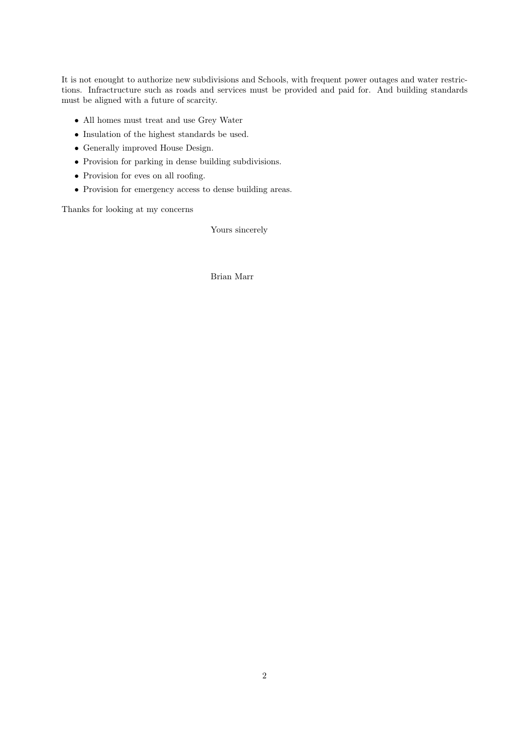It is not enought to authorize new subdivisions and Schools, with frequent power outages and water restrictions. Infractructure such as roads and services must be provided and paid for. And building standards must be aligned with a future of scarcity.

- All homes must treat and use Grey Water
- Insulation of the highest standards be used.
- Generally improved House Design.
- Provision for parking in dense building subdivisions.
- Provision for eves on all roofing.
- Provision for emergency access to dense building areas.

Thanks for looking at my concerns

Yours sincerely

Brian Marr